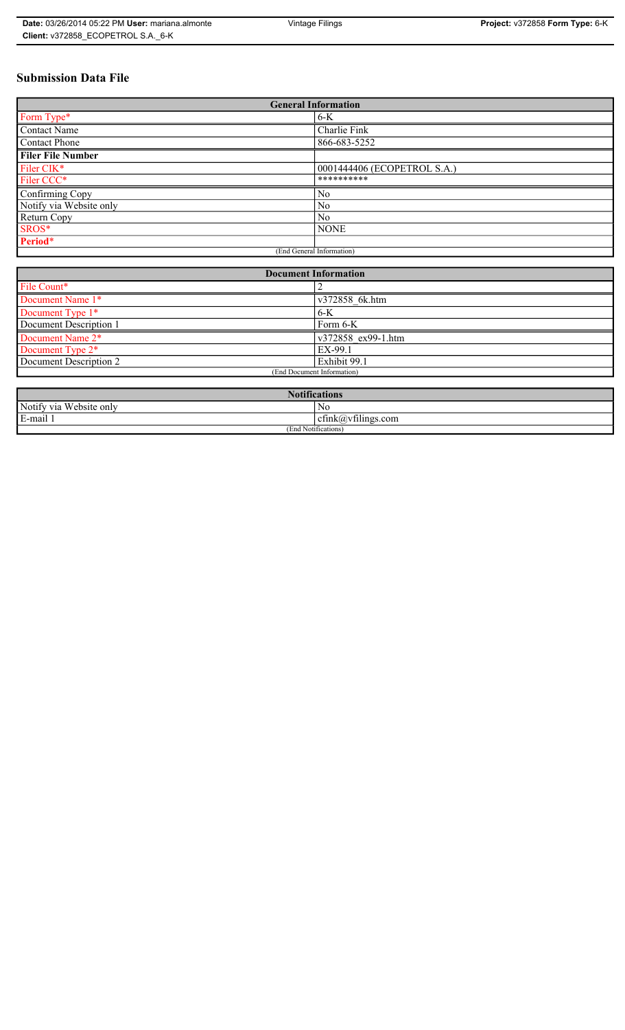# Submission Data File

| General Information | |
|---|---|
| Form Type* | 6-K |
| Contact Name | Charlie Fink |
| Contact Phone | 866-683-5252 |
| **Filer File Number** | |
| Filer CIK* | 0001444406 (ECOPETROL S.A.) |
| Filer CCC* | ********** |
| Confirming Copy | No |
| Notify via Website only | No |
| Return Copy | No |
| SROS* | NONE |
| **Period*** | |
| (End General Information) | |

| Document Information | |
|---|---|
| File Count* | 2 |
| Document Name 1* | v372858_6k.htm |
| Document Type 1* | 6-K |
| Document Description 1 | Form 6-K |
| Document Name 2* | v372858_ex99-1.htm |
| Document Type 2* | EX-99.1 |
| Document Description 2 | Exhibit 99.1 |
| (End Document Information) | |

| Notifications | |
|---|---|
| Notify via Website only | No |
| E-mail 1 | cfink@vfilings.com |
| (End Notifications) | |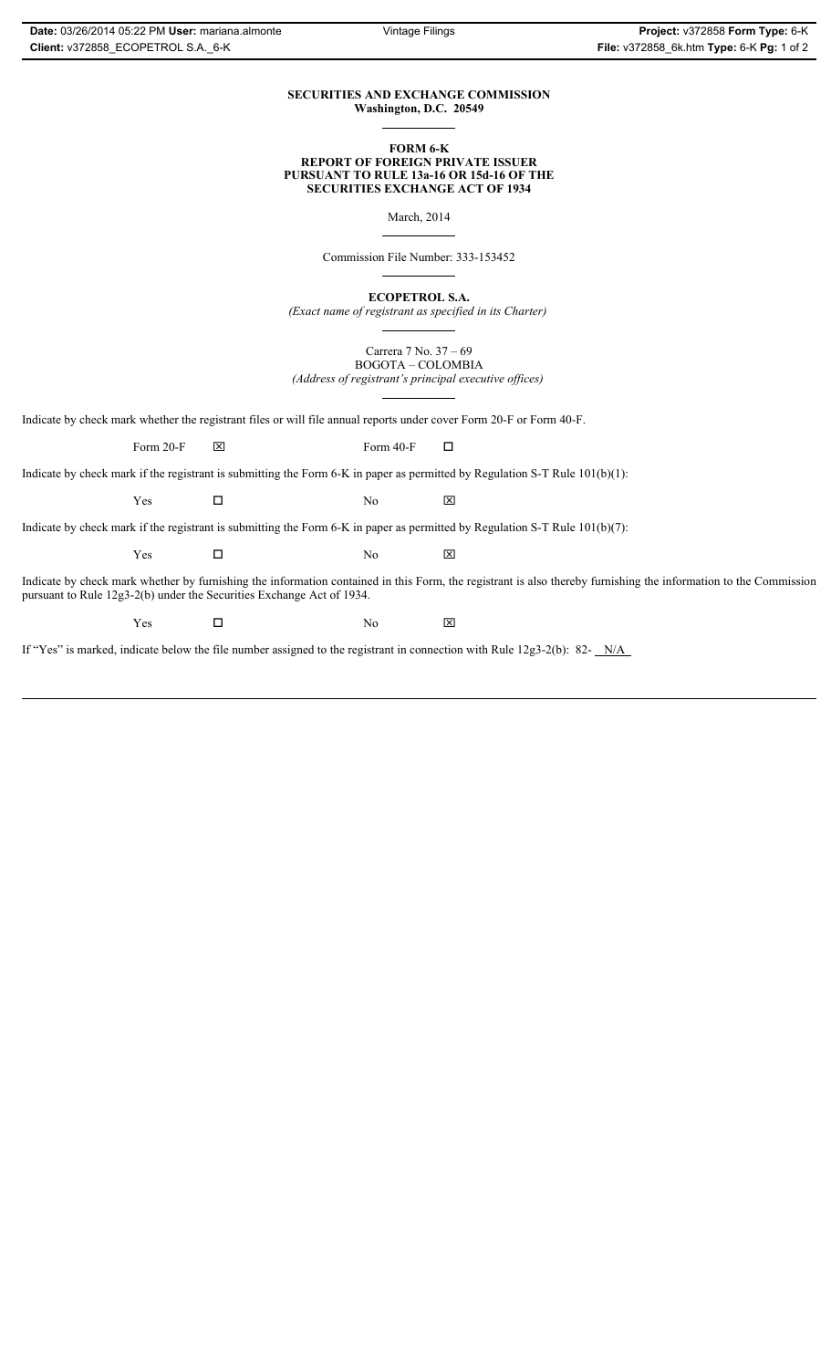**SECURITIES AND EXCHANGE COMMISSION**
**Washington, D.C. 20549**

---

**FORM 6-K**
**REPORT OF FOREIGN PRIVATE ISSUER**
**PURSUANT TO RULE 13a-16 OR 15d-16 OF THE**
**SECURITIES EXCHANGE ACT OF 1934**

March, 2014

---

Commission File Number: 333-153452

---

**ECOPETROL S.A.**
*(Exact name of registrant as specified in its Charter)*

---

Carrera 7 No. 37 – 69
BOGOTA – COLOMBIA
*(Address of registrant's principal executive offices)*

---

Indicate by check mark whether the registrant files or will file annual reports under cover Form 20-F or Form 40-F.

Form 20-F ☒ Form 40-F ☐

Indicate by check mark if the registrant is submitting the Form 6-K in paper as permitted by Regulation S-T Rule 101(b)(1):

Yes ☐ No ☒

Indicate by check mark if the registrant is submitting the Form 6-K in paper as permitted by Regulation S-T Rule 101(b)(7):

Yes ☐ No ☒

Indicate by check mark whether by furnishing the information contained in this Form, the registrant is also thereby furnishing the information to the Commission pursuant to Rule 12g3-2(b) under the Securities Exchange Act of 1934.

Yes ☐ No ☒

If "Yes" is marked, indicate below the file number assigned to the registrant in connection with Rule 12g3-2(b): 82- N/A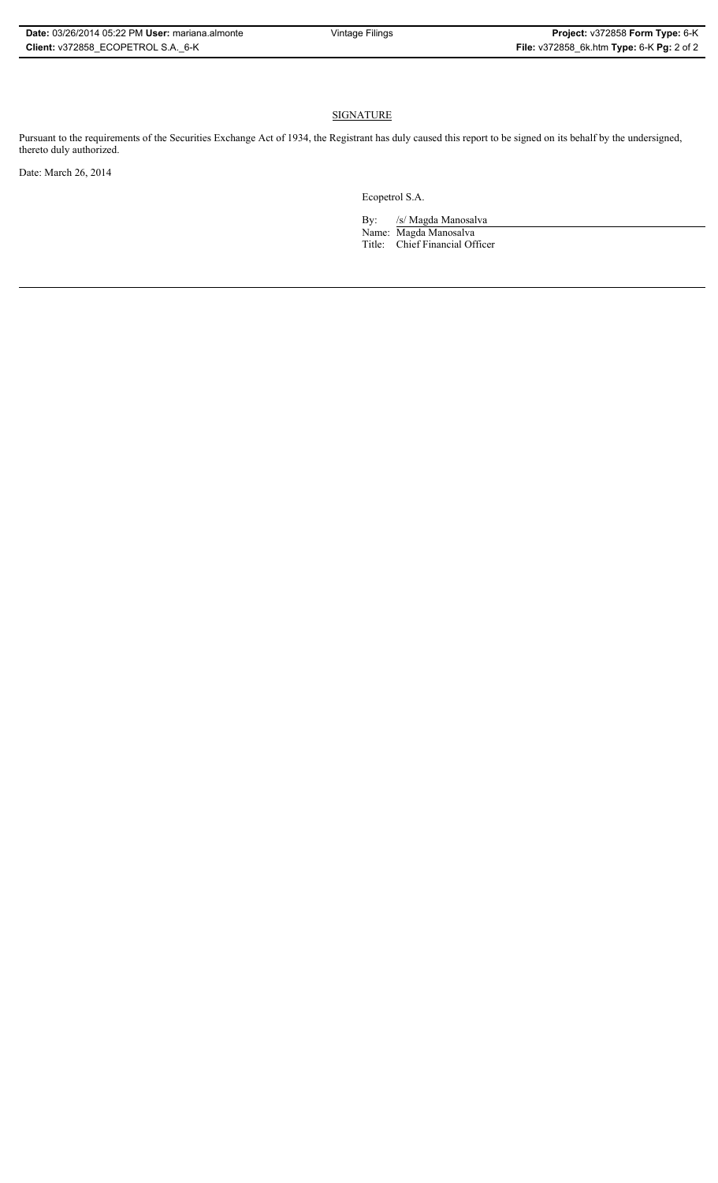## SIGNATURE

Pursuant to the requirements of the Securities Exchange Act of 1934, the Registrant has duly caused this report to be signed on its behalf by the undersigned, thereto duly authorized.

Date: March 26, 2014

Ecopetrol S.A.

By: /s/ Magda Manosalva

Name: Magda Manosalva

Title: Chief Financial Officer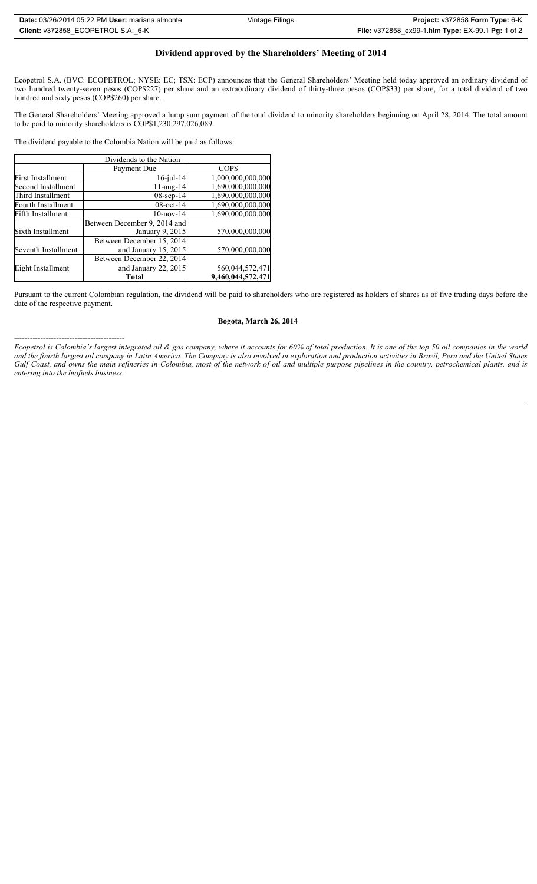## Dividend approved by the Shareholders' Meeting of 2014

Ecopetrol S.A. (BVC: ECOPETROL; NYSE: EC; TSX: ECP) announces that the General Shareholders' Meeting held today approved an ordinary dividend of two hundred twenty-seven pesos (COP$227) per share and an extraordinary dividend of thirty-three pesos (COP$33) per share, for a total dividend of two hundred and sixty pesos (COP$260) per share.

The General Shareholders' Meeting approved a lump sum payment of the total dividend to minority shareholders beginning on April 28, 2014. The total amount to be paid to minority shareholders is COP$1,230,297,026,089.

The dividend payable to the Colombia Nation will be paid as follows:

| Dividends to the Nation | | |
|---|---|---|
| | Payment Due | COP$ |
| First Installment | 16-jul-14 | 1,000,000,000,000 |
| Second Installment | 11-aug-14 | 1,690,000,000,000 |
| Third Installment | 08-sep-14 | 1,690,000,000,000 |
| Fourth Installment | 08-oct-14 | 1,690,000,000,000 |
| Fifth Installment | 10-nov-14 | 1,690,000,000,000 |
| Sixth Installment | Between December 9, 2014 and January 9, 2015 | 570,000,000,000 |
| Seventh Installment | Between December 15, 2014 and January 15, 2015 | 570,000,000,000 |
| Eight Installment | Between December 22, 2014 and January 22, 2015 | 560,044,572,471 |
| | **Total** | **9,460,044,572,471** |

Pursuant to the current Colombian regulation, the dividend will be paid to shareholders who are registered as holders of shares as of five trading days before the date of the respective payment.

**Bogota, March 26, 2014**

------------------------------------------

*Ecopetrol is Colombia's largest integrated oil & gas company, where it accounts for 60% of total production. It is one of the top 50 oil companies in the world and the fourth largest oil company in Latin America. The Company is also involved in exploration and production activities in Brazil, Peru and the United States Gulf Coast, and owns the main refineries in Colombia, most of the network of oil and multiple purpose pipelines in the country, petrochemical plants, and is entering into the biofuels business.*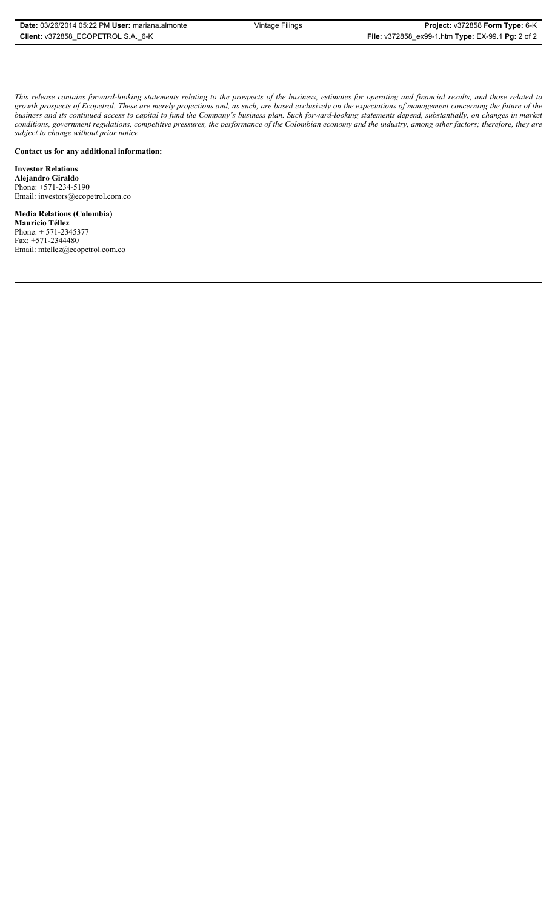*This release contains forward-looking statements relating to the prospects of the business, estimates for operating and financial results, and those related to growth prospects of Ecopetrol. These are merely projections and, as such, are based exclusively on the expectations of management concerning the future of the business and its continued access to capital to fund the Company's business plan. Such forward-looking statements depend, substantially, on changes in market conditions, government regulations, competitive pressures, the performance of the Colombian economy and the industry, among other factors; therefore, they are subject to change without prior notice.*

**Contact us for any additional information:**

**Investor Relations**
**Alejandro Giraldo**
Phone: +571-234-5190
Email: investors@ecopetrol.com.co

**Media Relations (Colombia)**
**Mauricio Téllez**
Phone: + 571-2345377
Fax: +571-2344480
Email: mtellez@ecopetrol.com.co